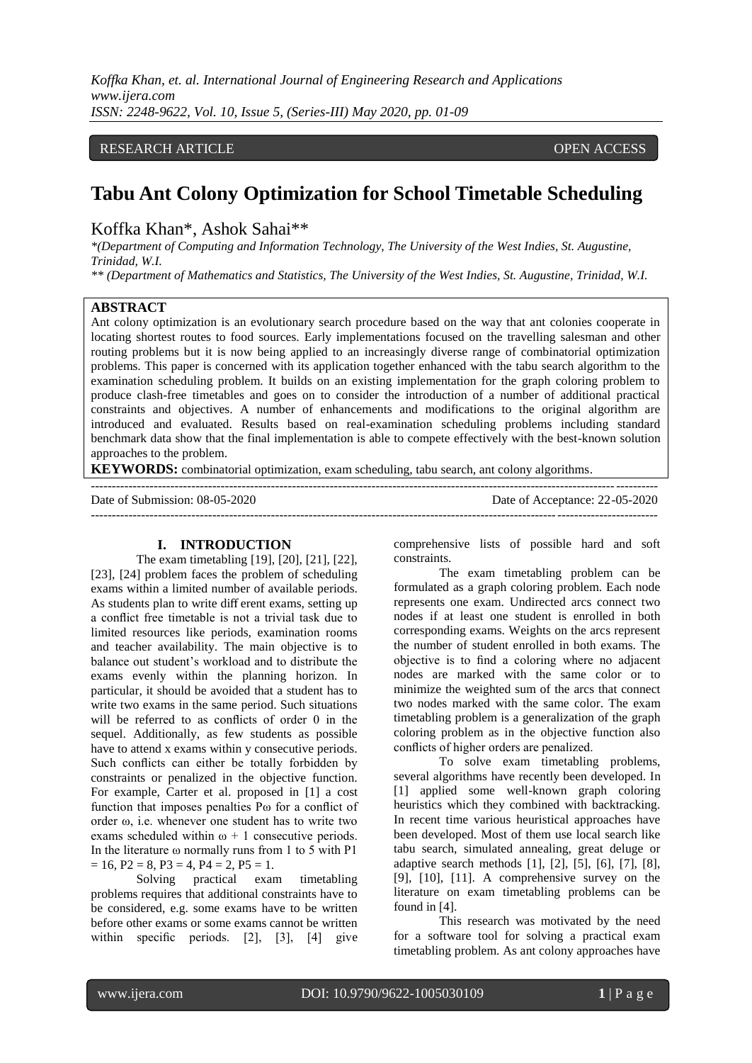RESEARCH ARTICLE OPEN ACCESS

# Tabu Ant Colony Optimization for School Timetable Scheduling

Koffka Khan*, Ashok Sahai**

*(Department of Computing and Information Technology, The University of the West Indies, St. Augustine, Trinidad, W.I.

** (Department of Mathematics and Statistics, The University of the West Indies, St. Augustine, Trinidad, W.I.

## ABSTRACT

Ant colony optimization is an evolutionary search procedure based on the way that ant colonies cooperate in locating shortest routes to food sources. Early implementations focused on the travelling salesman and other routing problems but it is now being applied to an increasingly diverse range of combinatorial optimization problems. This paper is concerned with its application together enhanced with the tabu search algorithm to the examination scheduling problem. It builds on an existing implementation for the graph coloring problem to produce clash-free timetables and goes on to consider the introduction of a number of additional practical constraints and objectives. A number of enhancements and modifications to the original algorithm are introduced and evaluated. Results based on real-examination scheduling problems including standard benchmark data show that the final implementation is able to compete effectively with the best-known solution approaches to the problem.

**KEYWORDS:** combinatorial optimization, exam scheduling, tabu search, ant colony algorithms.

Date of Submission: 08-05-2020 Date of Acceptance: 22-05-2020

## I. INTRODUCTION

The exam timetabling [19], [20], [21], [22], [23], [24] problem faces the problem of scheduling exams within a limited number of available periods. As students plan to write different exams, setting up a conflict free timetable is not a trivial task due to limited resources like periods, examination rooms and teacher availability. The main objective is to balance out student's workload and to distribute the exams evenly within the planning horizon. In particular, it should be avoided that a student has to write two exams in the same period. Such situations will be referred to as conflicts of order 0 in the sequel. Additionally, as few students as possible have to attend x exams within y consecutive periods. Such conflicts can either be totally forbidden by constraints or penalized in the objective function. For example, Carter et al. proposed in [1] a cost function that imposes penalties $P_\omega$ for a conflict of order $\omega$, i.e. whenever one student has to write two exams scheduled within $\omega + 1$ consecutive periods. In the literature $\omega$ normally runs from 1 to 5 with $P_1 = 16$, $P_2 = 8$, $P_3 = 4$, $P_4 = 2$, $P_5 = 1$.

Solving practical exam timetabling problems requires that additional constraints have to be considered, e.g. some exams have to be written before other exams or some exams cannot be written within specific periods. [2], [3], [4] give comprehensive lists of possible hard and soft constraints.

The exam timetabling problem can be formulated as a graph coloring problem. Each node represents one exam. Undirected arcs connect two nodes if at least one student is enrolled in both corresponding exams. Weights on the arcs represent the number of student enrolled in both exams. The objective is to find a coloring where no adjacent nodes are marked with the same color or to minimize the weighted sum of the arcs that connect two nodes marked with the same color. The exam timetabling problem is a generalization of the graph coloring problem as in the objective function also conflicts of higher orders are penalized.

To solve exam timetabling problems, several algorithms have recently been developed. In [1] applied some well-known graph coloring heuristics which they combined with backtracking. In recent time various heuristical approaches have been developed. Most of them use local search like tabu search, simulated annealing, great deluge or adaptive search methods [1], [2], [5], [6], [7], [8], [9], [10], [11]. A comprehensive survey on the literature on exam timetabling problems can be found in [4].

This research was motivated by the need for a software tool for solving a practical exam timetabling problem. As ant colony approaches have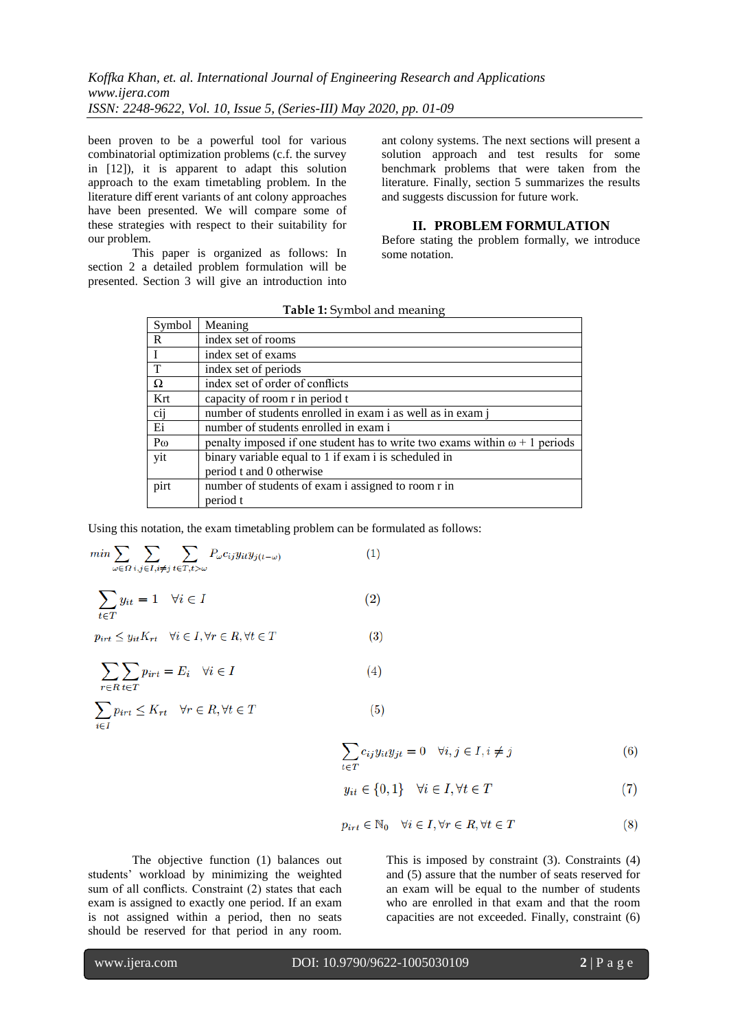been proven to be a powerful tool for various combinatorial optimization problems (c.f. the survey in [12]), it is apparent to adapt this solution approach to the exam timetabling problem. In the literature diff erent variants of ant colony approaches have been presented. We will compare some of these strategies with respect to their suitability for our problem.

This paper is organized as follows: In section 2 a detailed problem formulation will be presented. Section 3 will give an introduction into ant colony systems. The next sections will present a solution approach and test results for some benchmark problems that were taken from the literature. Finally, section 5 summarizes the results and suggests discussion for future work.

## II. PROBLEM FORMULATION

Before stating the problem formally, we introduce some notation.

**Table 1:** Symbol and meaning

| Symbol | Meaning |
|---|---|
| R | index set of rooms |
| I | index set of exams |
| T | index set of periods |
| Ω | index set of order of conflicts |
| Krt | capacity of room r in period t |
| cij | number of students enrolled in exam i as well as in exam j |
| Ei | number of students enrolled in exam i |
| Pω | penalty imposed if one student has to write two exams within ω + 1 periods |
| yit | binary variable equal to 1 if exam i is scheduled in period t and 0 otherwise |
| pirt | number of students of exam i assigned to room r in period t |

Using this notation, the exam timetabling problem can be formulated as follows:

$$min \sum_{\omega \in \Omega} \sum_{i,j \in I, i \neq j} \sum_{t \in T, t > \omega} P_\omega c_{ij} y_{it} y_{j(t-\omega)} \tag{1}$$

$$\sum_{t \in T} y_{it} = 1 \quad \forall i \in I \tag{2}$$

$$p_{irt} \leq y_{it} K_{rt} \quad \forall i \in I, \forall r \in R, \forall t \in T \tag{3}$$

$$\sum_{r \in R} \sum_{t \in T} p_{irt} = E_i \quad \forall i \in I \tag{4}$$

$$\sum_{i \in I} p_{irt} \leq K_{rt} \quad \forall r \in R, \forall t \in T \tag{5}$$

$$\sum_{t \in T} c_{ij} y_{it} y_{jt} = 0 \quad \forall i, j \in I, i \neq j \tag{6}$$

$$y_{it} \in \{0, 1\} \quad \forall i \in I, \forall t \in T \tag{7}$$

$$p_{irt} \in \mathbb{N}_0 \quad \forall i \in I, \forall r \in R, \forall t \in T \tag{8}$$

The objective function (1) balances out students' workload by minimizing the weighted sum of all conflicts. Constraint (2) states that each exam is assigned to exactly one period. If an exam is not assigned within a period, then no seats should be reserved for that period in any room. This is imposed by constraint (3). Constraints (4) and (5) assure that the number of seats reserved for an exam will be equal to the number of students who are enrolled in that exam and that the room capacities are not exceeded. Finally, constraint (6)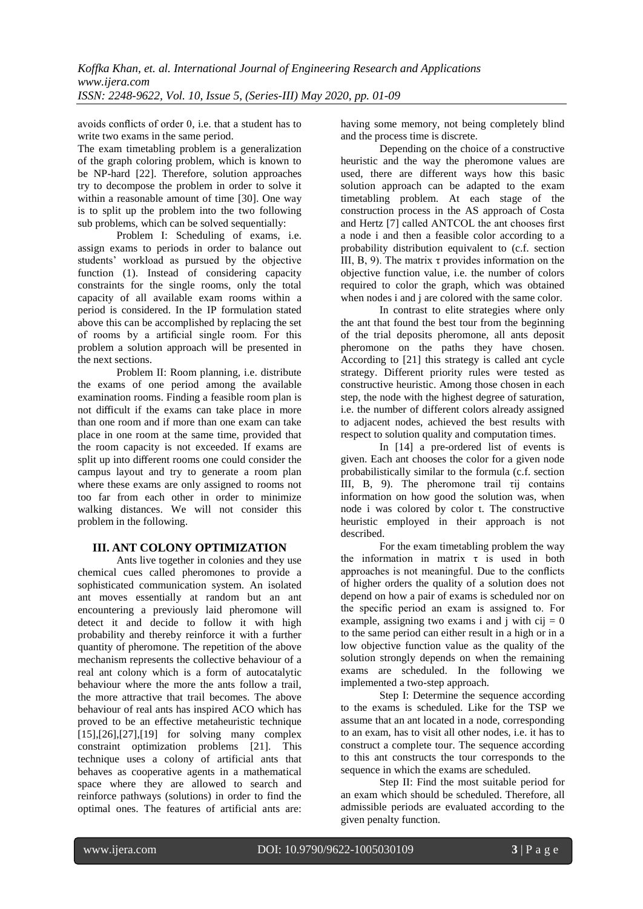avoids conflicts of order 0, i.e. that a student has to write two exams in the same period.

The exam timetabling problem is a generalization of the graph coloring problem, which is known to be NP-hard [22]. Therefore, solution approaches try to decompose the problem in order to solve it within a reasonable amount of time [30]. One way is to split up the problem into the two following sub problems, which can be solved sequentially:

Problem I: Scheduling of exams, i.e. assign exams to periods in order to balance out students' workload as pursued by the objective function (1). Instead of considering capacity constraints for the single rooms, only the total capacity of all available exam rooms within a period is considered. In the IP formulation stated above this can be accomplished by replacing the set of rooms by a artificial single room. For this problem a solution approach will be presented in the next sections.

Problem II: Room planning, i.e. distribute the exams of one period among the available examination rooms. Finding a feasible room plan is not difficult if the exams can take place in more than one room and if more than one exam can take place in one room at the same time, provided that the room capacity is not exceeded. If exams are split up into different rooms one could consider the campus layout and try to generate a room plan where these exams are only assigned to rooms not too far from each other in order to minimize walking distances. We will not consider this problem in the following.

## III. ANT COLONY OPTIMIZATION

Ants live together in colonies and they use chemical cues called pheromones to provide a sophisticated communication system. An isolated ant moves essentially at random but an ant encountering a previously laid pheromone will detect it and decide to follow it with high probability and thereby reinforce it with a further quantity of pheromone. The repetition of the above mechanism represents the collective behaviour of a real ant colony which is a form of autocatalytic behaviour where the more the ants follow a trail, the more attractive that trail becomes. The above behaviour of real ants has inspired ACO which has proved to be an effective metaheuristic technique [15],[26],[27],[19] for solving many complex constraint optimization problems [21]. This technique uses a colony of artificial ants that behaves as cooperative agents in a mathematical space where they are allowed to search and reinforce pathways (solutions) in order to find the optimal ones. The features of artificial ants are: having some memory, not being completely blind and the process time is discrete.

Depending on the choice of a constructive heuristic and the way the pheromone values are used, there are different ways how this basic solution approach can be adapted to the exam timetabling problem. At each stage of the construction process in the AS approach of Costa and Hertz [7] called ANTCOL the ant chooses first a node i and then a feasible color according to a probability distribution equivalent to (c.f. section III, B, 9). The matrix $\tau$ provides information on the objective function value, i.e. the number of colors required to color the graph, which was obtained when nodes i and j are colored with the same color.

In contrast to elite strategies where only the ant that found the best tour from the beginning of the trial deposits pheromone, all ants deposit pheromone on the paths they have chosen. According to [21] this strategy is called ant cycle strategy. Different priority rules were tested as constructive heuristic. Among those chosen in each step, the node with the highest degree of saturation, i.e. the number of different colors already assigned to adjacent nodes, achieved the best results with respect to solution quality and computation times.

In [14] a pre-ordered list of events is given. Each ant chooses the color for a given node probabilistically similar to the formula (c.f. section III, B, 9). The pheromone trail $\tau_{ij}$ contains information on how good the solution was, when node i was colored by color t. The constructive heuristic employed in their approach is not described.

For the exam timetabling problem the way the information in matrix $\tau$ is used in both approaches is not meaningful. Due to the conflicts of higher orders the quality of a solution does not depend on how a pair of exams is scheduled nor on the specific period an exam is assigned to. For example, assigning two exams i and j with $c_{ij} = 0$ to the same period can either result in a high or in a low objective function value as the quality of the solution strongly depends on when the remaining exams are scheduled. In the following we implemented a two-step approach.

Step I: Determine the sequence according to the exams is scheduled. Like for the TSP we assume that an ant located in a node, corresponding to an exam, has to visit all other nodes, i.e. it has to construct a complete tour. The sequence according to this ant constructs the tour corresponds to the sequence in which the exams are scheduled.

Step II: Find the most suitable period for an exam which should be scheduled. Therefore, all admissible periods are evaluated according to the given penalty function.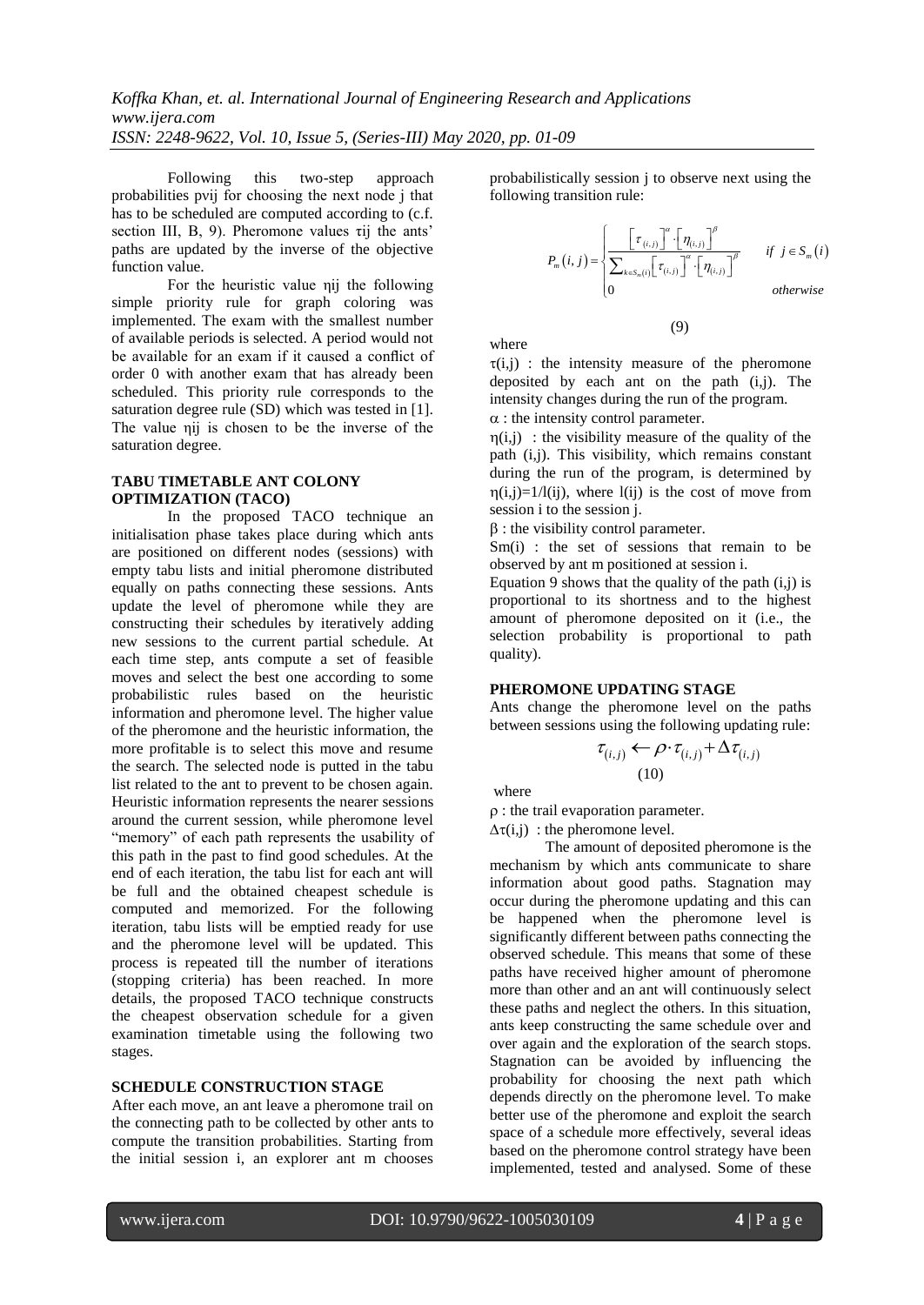Following this two-step approach probabilities $p_{vij}$ for choosing the next node j that has to be scheduled are computed according to (c.f. section III, B, 9). Pheromone values $\tau_{ij}$ the ants' paths are updated by the inverse of the objective function value.

For the heuristic value $\eta_{ij}$ the following simple priority rule for graph coloring was implemented. The exam with the smallest number of available periods is selected. A period would not be available for an exam if it caused a conflict of order 0 with another exam that has already been scheduled. This priority rule corresponds to the saturation degree rule (SD) which was tested in [1]. The value $\eta_{ij}$ is chosen to be the inverse of the saturation degree.

## TABU TIMETABLE ANT COLONY OPTIMIZATION (TACO)

In the proposed TACO technique an initialisation phase takes place during which ants are positioned on different nodes (sessions) with empty tabu lists and initial pheromone distributed equally on paths connecting these sessions. Ants update the level of pheromone while they are constructing their schedules by iteratively adding new sessions to the current partial schedule. At each time step, ants compute a set of feasible moves and select the best one according to some probabilistic rules based on the heuristic information and pheromone level. The higher value of the pheromone and the heuristic information, the more profitable is to select this move and resume the search. The selected node is putted in the tabu list related to the ant to prevent to be chosen again. Heuristic information represents the nearer sessions around the current session, while pheromone level "memory" of each path represents the usability of this path in the past to find good schedules. At the end of each iteration, the tabu list for each ant will be full and the obtained cheapest schedule is computed and memorized. For the following iteration, tabu lists will be emptied ready for use and the pheromone level will be updated. This process is repeated till the number of iterations (stopping criteria) has been reached. In more details, the proposed TACO technique constructs the cheapest observation schedule for a given examination timetable using the following two stages.

## SCHEDULE CONSTRUCTION STAGE

After each move, an ant leave a pheromone trail on the connecting path to be collected by other ants to compute the transition probabilities. Starting from the initial session i, an explorer ant m chooses probabilistically session j to observe next using the following transition rule:

$$P_m(i,j) = \begin{cases} \dfrac{\left[\tau_{(i,j)}\right]^{\alpha} \cdot \left[\eta_{(i,j)}\right]^{\beta}}{\sum_{k \in S_m(i)} \left[\tau_{(i,j)}\right]^{\alpha} \cdot \left[\eta_{(i,j)}\right]^{\beta}} & \text{if } j \in S_m(i) \\ 0 & \text{otherwise} \end{cases} \tag{9}$$

where

$\tau(i,j)$ : the intensity measure of the pheromone deposited by each ant on the path (i,j). The intensity changes during the run of the program.

$\alpha$ : the intensity control parameter.

$\eta(i,j)$ : the visibility measure of the quality of the path (i,j). This visibility, which remains constant during the run of the program, is determined by $\eta(i,j)=1/l(ij)$, where l(ij) is the cost of move from session i to the session j.

$\beta$ : the visibility control parameter.

$Sm(i)$ : the set of sessions that remain to be observed by ant m positioned at session i.

Equation 9 shows that the quality of the path (i,j) is proportional to its shortness and to the highest amount of pheromone deposited on it (i.e., the selection probability is proportional to path quality).

## PHEROMONE UPDATING STAGE

Ants change the pheromone level on the paths between sessions using the following updating rule:

$$\tau_{(i,j)} \leftarrow \rho \cdot \tau_{(i,j)} + \Delta\tau_{(i,j)} \tag{10}$$

where

$\rho$ : the trail evaporation parameter.

$\Delta\tau(i,j)$ : the pheromone level.

The amount of deposited pheromone is the mechanism by which ants communicate to share information about good paths. Stagnation may occur during the pheromone updating and this can be happened when the pheromone level is significantly different between paths connecting the observed schedule. This means that some of these paths have received higher amount of pheromone more than other and an ant will continuously select these paths and neglect the others. In this situation, ants keep constructing the same schedule over and over again and the exploration of the search stops. Stagnation can be avoided by influencing the probability for choosing the next path which depends directly on the pheromone level. To make better use of the pheromone and exploit the search space of a schedule more effectively, several ideas based on the pheromone control strategy have been implemented, tested and analysed. Some of these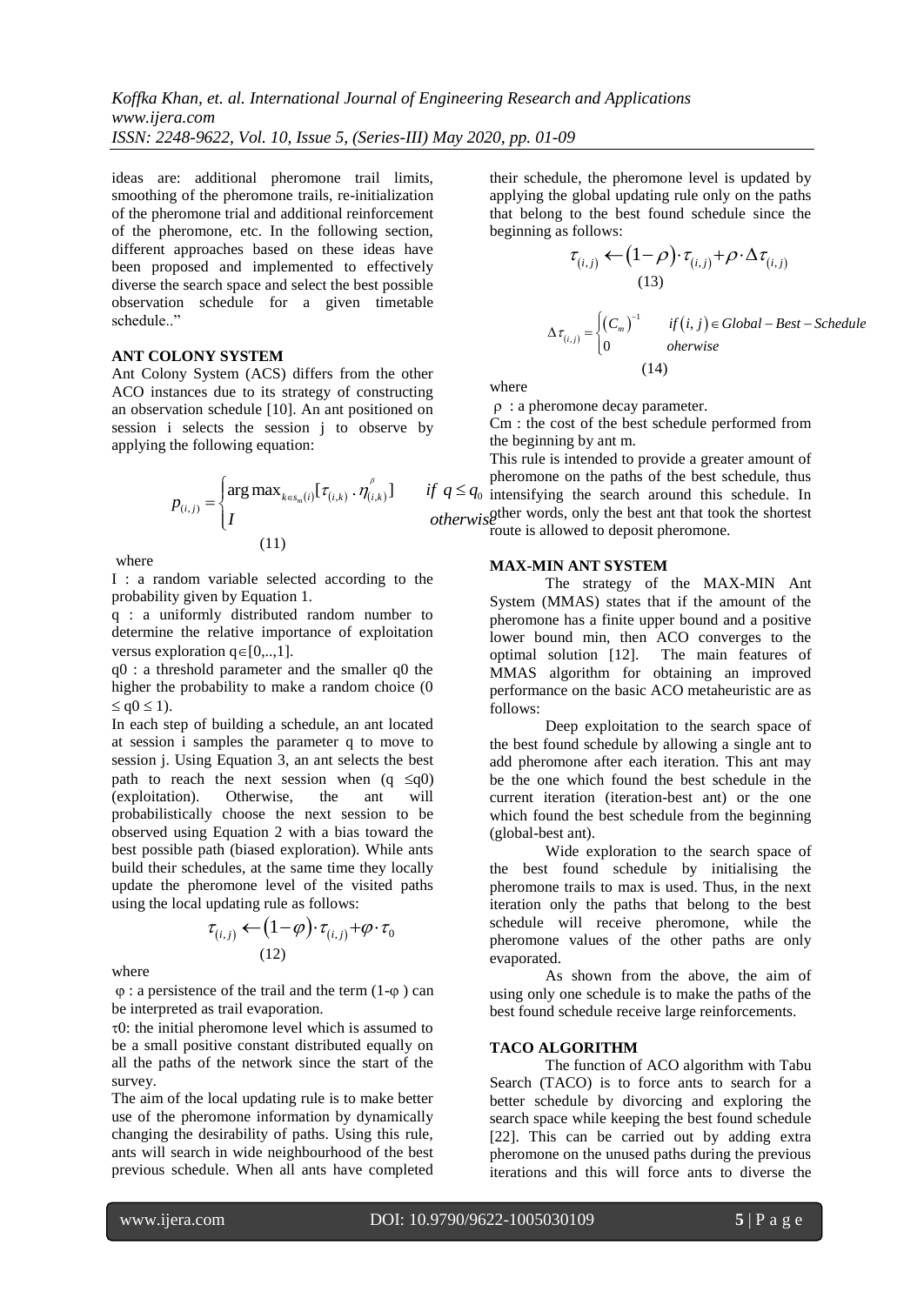ideas are: additional pheromone trail limits, smoothing of the pheromone trails, re-initialization of the pheromone trial and additional reinforcement of the pheromone, etc. In the following section, different approaches based on these ideas have been proposed and implemented to effectively diverse the search space and select the best possible observation schedule for a given timetable schedule.."

## ANT COLONY SYSTEM

Ant Colony System (ACS) differs from the other ACO instances due to its strategy of constructing an observation schedule [10]. An ant positioned on session i selects the session j to observe by applying the following equation:

$$p_{(i,j)} = \begin{cases} \arg\max_{k \in s_m(i)} [\tau_{(i,k)} \cdot \eta_{(i,k)}^{\beta}] & \text{if } q \le q_0 \\ I & \text{otherwise} \end{cases} \tag{11}$$

where

I : a random variable selected according to the probability given by Equation 1.

q : a uniformly distributed random number to determine the relative importance of exploitation versus exploration $q \in [0,..,1]$.

q0 : a threshold parameter and the smaller q0 the higher the probability to make a random choice ($0 \le q0 \le 1$).

In each step of building a schedule, an ant located at session i samples the parameter q to move to session j. Using Equation 3, an ant selects the best path to reach the next session when ($q \le q0$) (exploitation). Otherwise, the ant will probabilistically choose the next session to be observed using Equation 2 with a bias toward the best possible path (biased exploration). While ants build their schedules, at the same time they locally update the pheromone level of the visited paths using the local updating rule as follows:

$$\tau_{(i,j)} \leftarrow (1-\varphi) \cdot \tau_{(i,j)} + \varphi \cdot \tau_0 \tag{12}$$

where

$\varphi$ : a persistence of the trail and the term $(1-\varphi)$ can be interpreted as trail evaporation.

$\tau 0$: the initial pheromone level which is assumed to be a small positive constant distributed equally on all the paths of the network since the start of the survey.

The aim of the local updating rule is to make better use of the pheromone information by dynamically changing the desirability of paths. Using this rule, ants will search in wide neighbourhood of the best previous schedule. When all ants have completed their schedule, the pheromone level is updated by applying the global updating rule only on the paths that belong to the best found schedule since the beginning as follows:

$$\tau_{(i,j)} \leftarrow (1-\rho) \cdot \tau_{(i,j)} + \rho \cdot \Delta\tau_{(i,j)} \tag{13}$$

$$\Delta\tau_{(i,j)} = \begin{cases} (C_m)^{-1} & \text{if } (i,j) \in Global-Best-Schedule \\ 0 & \text{oherwise} \end{cases} \tag{14}$$

where

$\rho$ : a pheromone decay parameter.

Cm : the cost of the best schedule performed from the beginning by ant m.

This rule is intended to provide a greater amount of pheromone on the paths of the best schedule, thus intensifying the search around this schedule. In other words, only the best ant that took the shortest route is allowed to deposit pheromone.

## MAX-MIN ANT SYSTEM

The strategy of the MAX-MIN Ant System (MMAS) states that if the amount of the pheromone has a finite upper bound and a positive lower bound min, then ACO converges to the optimal solution [12]. The main features of MMAS algorithm for obtaining an improved performance on the basic ACO metaheuristic are as follows:

Deep exploitation to the search space of the best found schedule by allowing a single ant to add pheromone after each iteration. This ant may be the one which found the best schedule in the current iteration (iteration-best ant) or the one which found the best schedule from the beginning (global-best ant).

Wide exploration to the search space of the best found schedule by initialising the pheromone trails to max is used. Thus, in the next iteration only the paths that belong to the best schedule will receive pheromone, while the pheromone values of the other paths are only evaporated.

As shown from the above, the aim of using only one schedule is to make the paths of the best found schedule receive large reinforcements.

## TACO ALGORITHM

The function of ACO algorithm with Tabu Search (TACO) is to force ants to search for a better schedule by divorcing and exploring the search space while keeping the best found schedule [22]. This can be carried out by adding extra pheromone on the unused paths during the previous iterations and this will force ants to diverse the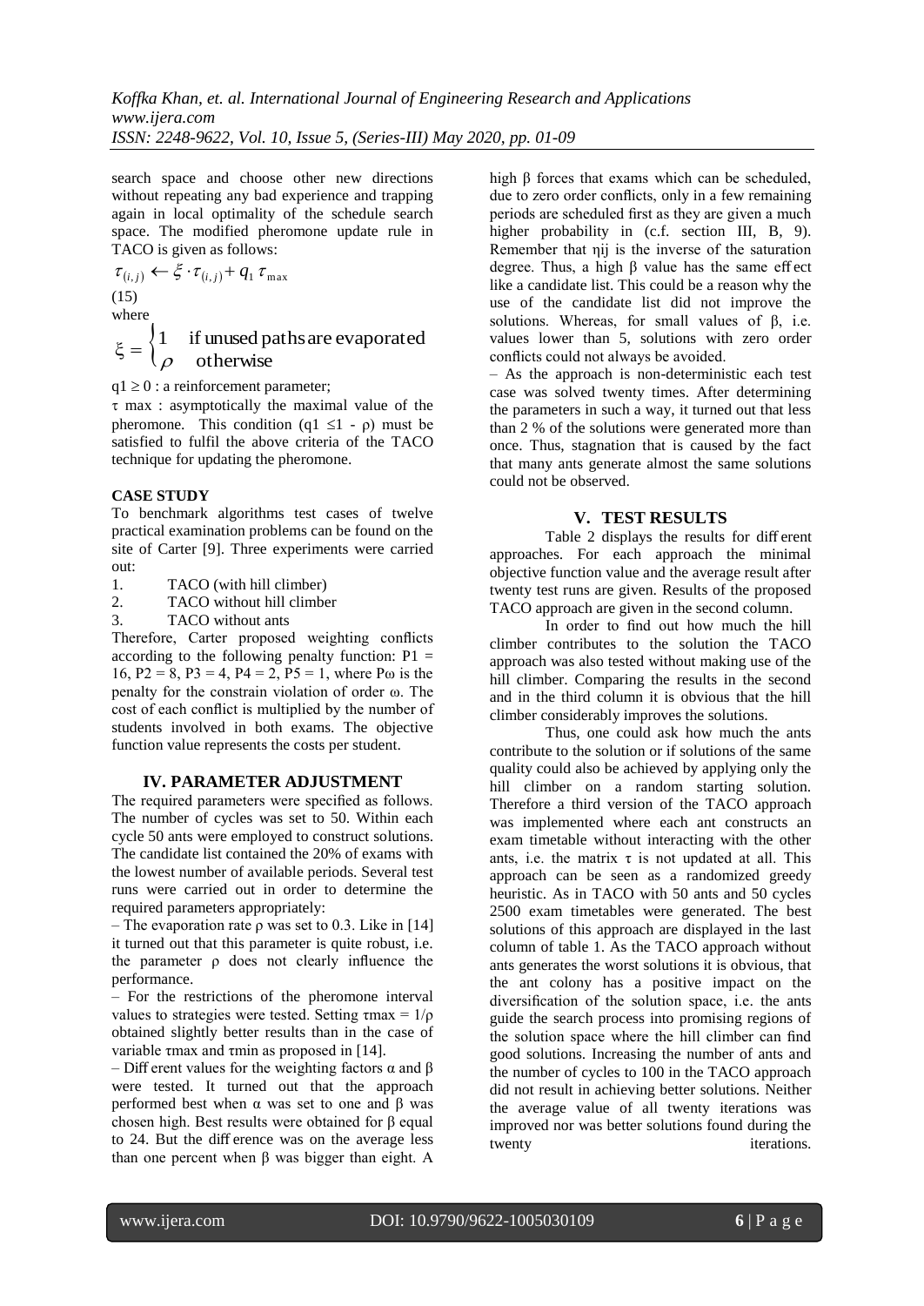search space and choose other new directions without repeating any bad experience and trapping again in local optimality of the schedule search space. The modified pheromone update rule in TACO is given as follows:

$$\tau_{(i,j)} \leftarrow \xi \cdot \tau_{(i,j)} + q_1 \tau_{\max}$$

(15)

where

$$\xi = \begin{cases} 1 & \text{if unused paths are evaporated} \\ \rho & \text{otherwise} \end{cases}$$

$q1 \geq 0$ : a reinforcement parameter;

$\tau$ max : asymptotically the maximal value of the pheromone. This condition ($q1 \leq 1 - \rho$) must be satisfied to fulfil the above criteria of the TACO technique for updating the pheromone.

**CASE STUDY**

To benchmark algorithms test cases of twelve practical examination problems can be found on the site of Carter [9]. Three experiments were carried out:

1. TACO (with hill climber)
2. TACO without hill climber
3. TACO without ants

Therefore, Carter proposed weighting conflicts according to the following penalty function: $P1 = 16$, $P2 = 8$, $P3 = 4$, $P4 = 2$, $P5 = 1$, where $P\omega$ is the penalty for the constrain violation of order $\omega$. The cost of each conflict is multiplied by the number of students involved in both exams. The objective function value represents the costs per student.

## IV. PARAMETER ADJUSTMENT

The required parameters were specified as follows. The number of cycles was set to 50. Within each cycle 50 ants were employed to construct solutions. The candidate list contained the 20% of exams with the lowest number of available periods. Several test runs were carried out in order to determine the required parameters appropriately:

– The evaporation rate $\rho$ was set to 0.3. Like in [14] it turned out that this parameter is quite robust, i.e. the parameter $\rho$ does not clearly influence the performance.

– For the restrictions of the pheromone interval values to strategies were tested. Setting $\tau\max = 1/\rho$ obtained slightly better results than in the case of variable $\tau$max and $\tau$min as proposed in [14].

– Different values for the weighting factors $\alpha$ and $\beta$ were tested. It turned out that the approach performed best when $\alpha$ was set to one and $\beta$ was chosen high. Best results were obtained for $\beta$ equal to 24. But the difference was on the average less than one percent when $\beta$ was bigger than eight. A high $\beta$ forces that exams which can be scheduled, due to zero order conflicts, only in a few remaining periods are scheduled first as they are given a much higher probability in (c.f. section III, B, 9). Remember that $\eta ij$ is the inverse of the saturation degree. Thus, a high $\beta$ value has the same effect like a candidate list. This could be a reason why the use of the candidate list did not improve the solutions. Whereas, for small values of $\beta$, i.e. values lower than 5, solutions with zero order conflicts could not always be avoided.

– As the approach is non-deterministic each test case was solved twenty times. After determining the parameters in such a way, it turned out that less than 2 % of the solutions were generated more than once. Thus, stagnation that is caused by the fact that many ants generate almost the same solutions could not be observed.

## V. TEST RESULTS

Table 2 displays the results for different approaches. For each approach the minimal objective function value and the average result after twenty test runs are given. Results of the proposed TACO approach are given in the second column.

In order to find out how much the hill climber contributes to the solution the TACO approach was also tested without making use of the hill climber. Comparing the results in the second and in the third column it is obvious that the hill climber considerably improves the solutions.

Thus, one could ask how much the ants contribute to the solution or if solutions of the same quality could also be achieved by applying only the hill climber on a random starting solution. Therefore a third version of the TACO approach was implemented where each ant constructs an exam timetable without interacting with the other ants, i.e. the matrix $\tau$ is not updated at all. This approach can be seen as a randomized greedy heuristic. As in TACO with 50 ants and 50 cycles 2500 exam timetables were generated. The best solutions of this approach are displayed in the last column of table 1. As the TACO approach without ants generates the worst solutions it is obvious, that the ant colony has a positive impact on the diversification of the solution space, i.e. the ants guide the search process into promising regions of the solution space where the hill climber can find good solutions. Increasing the number of ants and the number of cycles to 100 in the TACO approach did not result in achieving better solutions. Neither the average value of all twenty iterations was improved nor was better solutions found during the twenty iterations.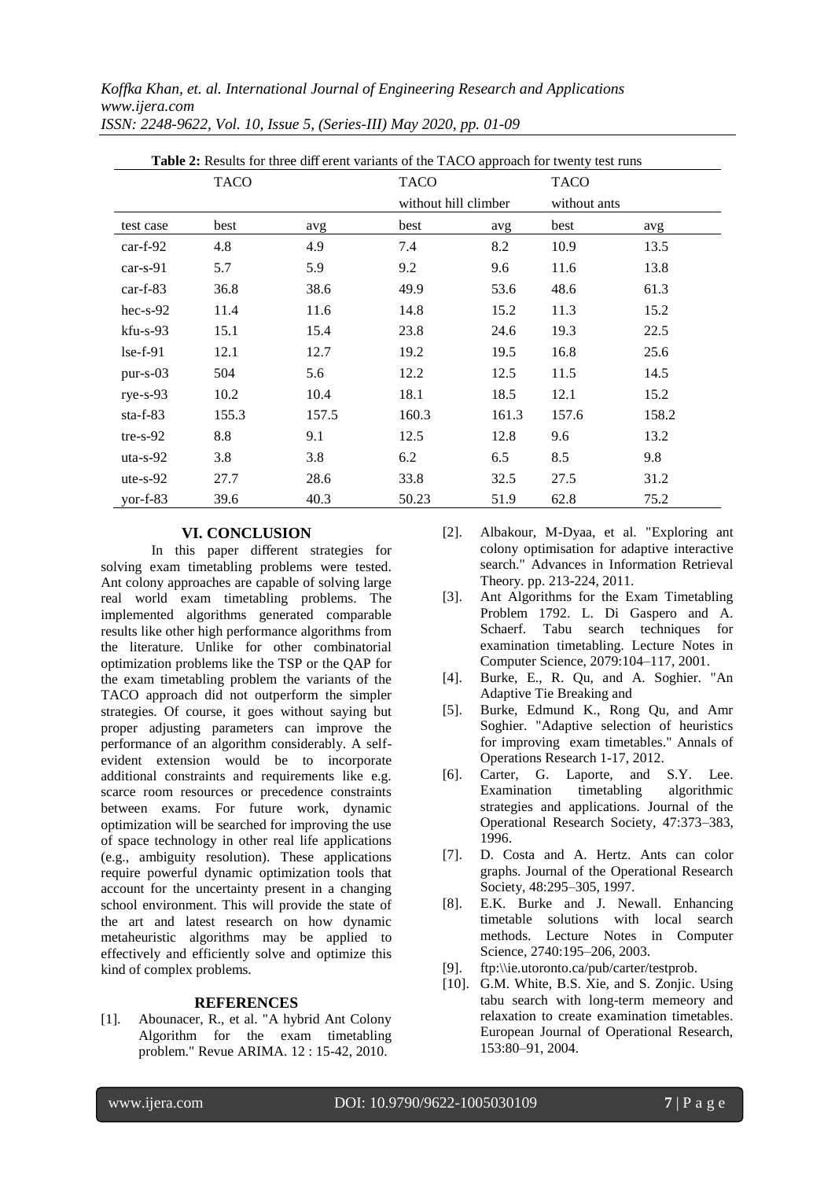**Table 2:** Results for three diff erent variants of the TACO approach for twenty test runs

| | TACO | | TACO without hill climber | | TACO without ants | |
|---|---|---|---|---|---|---|
| test case | best | avg | best | avg | best | avg |
| car-f-92 | 4.8 | 4.9 | 7.4 | 8.2 | 10.9 | 13.5 |
| car-s-91 | 5.7 | 5.9 | 9.2 | 9.6 | 11.6 | 13.8 |
| car-f-83 | 36.8 | 38.6 | 49.9 | 53.6 | 48.6 | 61.3 |
| hec-s-92 | 11.4 | 11.6 | 14.8 | 15.2 | 11.3 | 15.2 |
| kfu-s-93 | 15.1 | 15.4 | 23.8 | 24.6 | 19.3 | 22.5 |
| lse-f-91 | 12.1 | 12.7 | 19.2 | 19.5 | 16.8 | 25.6 |
| pur-s-03 | 504 | 5.6 | 12.2 | 12.5 | 11.5 | 14.5 |
| rye-s-93 | 10.2 | 10.4 | 18.1 | 18.5 | 12.1 | 15.2 |
| sta-f-83 | 155.3 | 157.5 | 160.3 | 161.3 | 157.6 | 158.2 |
| tre-s-92 | 8.8 | 9.1 | 12.5 | 12.8 | 9.6 | 13.2 |
| uta-s-92 | 3.8 | 3.8 | 6.2 | 6.5 | 8.5 | 9.8 |
| ute-s-92 | 27.7 | 28.6 | 33.8 | 32.5 | 27.5 | 31.2 |
| yor-f-83 | 39.6 | 40.3 | 50.23 | 51.9 | 62.8 | 75.2 |

## VI. CONCLUSION

In this paper different strategies for solving exam timetabling problems were tested. Ant colony approaches are capable of solving large real world exam timetabling problems. The implemented algorithms generated comparable results like other high performance algorithms from the literature. Unlike for other combinatorial optimization problems like the TSP or the QAP for the exam timetabling problem the variants of the TACO approach did not outperform the simpler strategies. Of course, it goes without saying but proper adjusting parameters can improve the performance of an algorithm considerably. A self-evident extension would be to incorporate additional constraints and requirements like e.g. scarce room resources or precedence constraints between exams. For future work, dynamic optimization will be searched for improving the use of space technology in other real life applications (e.g., ambiguity resolution). These applications require powerful dynamic optimization tools that account for the uncertainty present in a changing school environment. This will provide the state of the art and latest research on how dynamic metaheuristic algorithms may be applied to effectively and efficiently solve and optimize this kind of complex problems.

## REFERENCES

[1]. Abounacer, R., et al. "A hybrid Ant Colony Algorithm for the exam timetabling problem." Revue ARIMA. 12 : 15-42, 2010.

[2]. Albakour, M-Dyaa, et al. "Exploring ant colony optimisation for adaptive interactive search." Advances in Information Retrieval Theory. pp. 213-224, 2011.

[3]. Ant Algorithms for the Exam Timetabling Problem 1792. L. Di Gaspero and A. Schaerf. Tabu search techniques for examination timetabling. Lecture Notes in Computer Science, 2079:104–117, 2001.

[4]. Burke, E., R. Qu, and A. Soghier. "An Adaptive Tie Breaking and

[5]. Burke, Edmund K., Rong Qu, and Amr Soghier. "Adaptive selection of heuristics for improving exam timetables." Annals of Operations Research 1-17, 2012.

[6]. Carter, G. Laporte, and S.Y. Lee. Examination timetabling algorithmic strategies and applications. Journal of the Operational Research Society, 47:373–383, 1996.

[7]. D. Costa and A. Hertz. Ants can color graphs. Journal of the Operational Research Society, 48:295–305, 1997.

[8]. E.K. Burke and J. Newall. Enhancing timetable solutions with local search methods. Lecture Notes in Computer Science, 2740:195–206, 2003.

[9]. ftp:\\ie.utoronto.ca/pub/carter/testprob.

[10]. G.M. White, B.S. Xie, and S. Zonjic. Using tabu search with long-term memeory and relaxation to create examination timetables. European Journal of Operational Research, 153:80–91, 2004.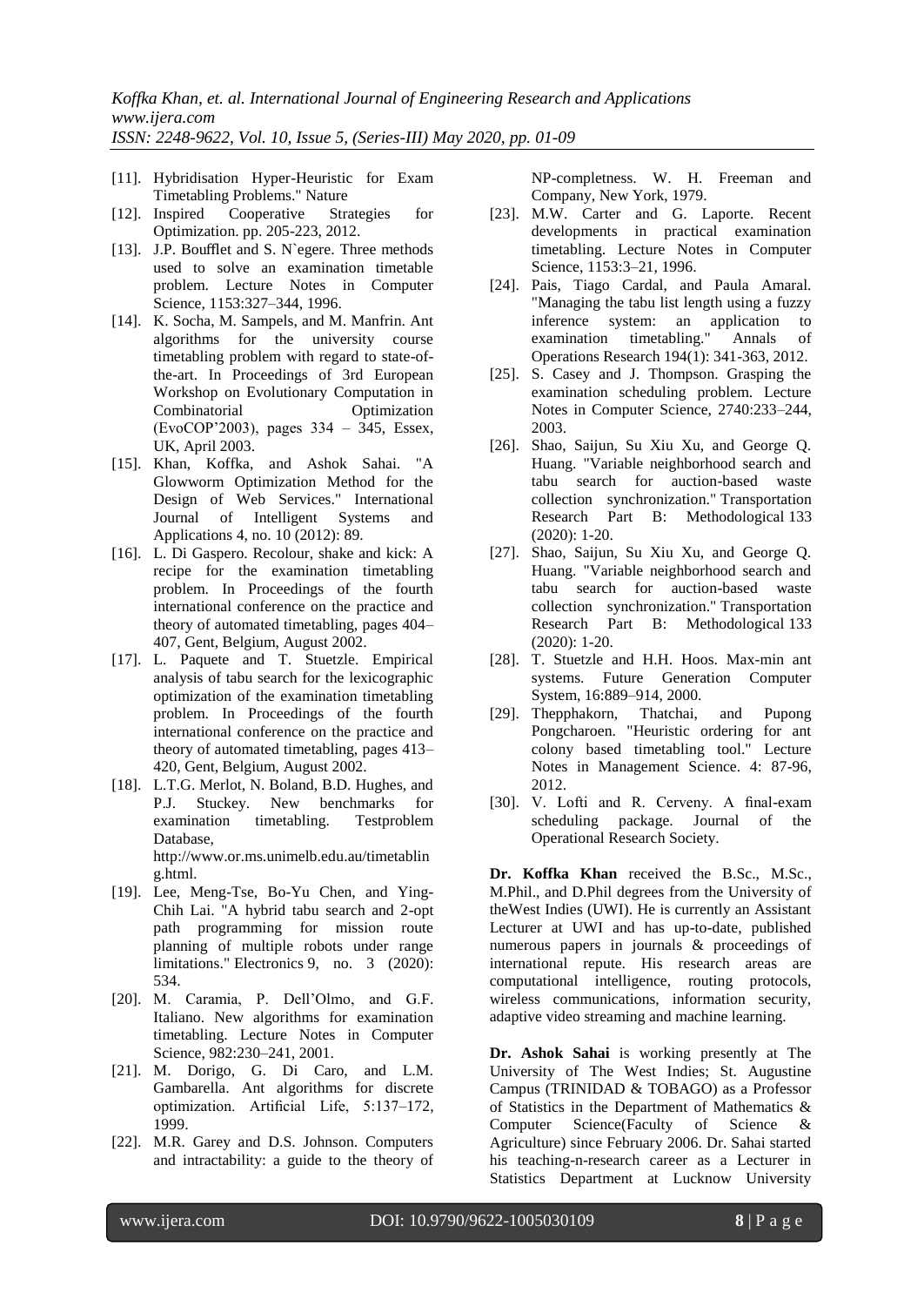[11]. Hybridisation Hyper-Heuristic for Exam Timetabling Problems." Nature

[12]. Inspired Cooperative Strategies for Optimization. pp. 205-223, 2012.

[13]. J.P. Boufflet and S. N`egere. Three methods used to solve an examination timetable problem. Lecture Notes in Computer Science, 1153:327–344, 1996.

[14]. K. Socha, M. Sampels, and M. Manfrin. Ant algorithms for the university course timetabling problem with regard to state-of-the-art. In Proceedings of 3rd European Workshop on Evolutionary Computation in Combinatorial Optimization (EvoCOP'2003), pages 334 – 345, Essex, UK, April 2003.

[15]. Khan, Koffka, and Ashok Sahai. "A Glowworm Optimization Method for the Design of Web Services." International Journal of Intelligent Systems and Applications 4, no. 10 (2012): 89.

[16]. L. Di Gaspero. Recolour, shake and kick: A recipe for the examination timetabling problem. In Proceedings of the fourth international conference on the practice and theory of automated timetabling, pages 404–407, Gent, Belgium, August 2002.

[17]. L. Paquete and T. Stuetzle. Empirical analysis of tabu search for the lexicographic optimization of the examination timetabling problem. In Proceedings of the fourth international conference on the practice and theory of automated timetabling, pages 413–420, Gent, Belgium, August 2002.

[18]. L.T.G. Merlot, N. Boland, B.D. Hughes, and P.J. Stuckey. New benchmarks for examination timetabling. Testproblem Database, http://www.or.ms.unimelb.edu.au/timetabling.html.

[19]. Lee, Meng-Tse, Bo-Yu Chen, and Ying-Chih Lai. "A hybrid tabu search and 2-opt path programming for mission route planning of multiple robots under range limitations." Electronics 9, no. 3 (2020): 534.

[20]. M. Caramia, P. Dell'Olmo, and G.F. Italiano. New algorithms for examination timetabling. Lecture Notes in Computer Science, 982:230–241, 2001.

[21]. M. Dorigo, G. Di Caro, and L.M. Gambarella. Ant algorithms for discrete optimization. Artificial Life, 5:137–172, 1999.

[22]. M.R. Garey and D.S. Johnson. Computers and intractability: a guide to the theory of NP-completness. W. H. Freeman and Company, New York, 1979.

[23]. M.W. Carter and G. Laporte. Recent developments in practical examination timetabling. Lecture Notes in Computer Science, 1153:3–21, 1996.

[24]. Pais, Tiago Cardal, and Paula Amaral. "Managing the tabu list length using a fuzzy inference system: an application to examination timetabling." Annals of Operations Research 194(1): 341-363, 2012.

[25]. S. Casey and J. Thompson. Grasping the examination scheduling problem. Lecture Notes in Computer Science, 2740:233–244, 2003.

[26]. Shao, Saijun, Su Xiu Xu, and George Q. Huang. "Variable neighborhood search and tabu search for auction-based waste collection synchronization." Transportation Research Part B: Methodological 133 (2020): 1-20.

[27]. Shao, Saijun, Su Xiu Xu, and George Q. Huang. "Variable neighborhood search and tabu search for auction-based waste collection synchronization." Transportation Research Part B: Methodological 133 (2020): 1-20.

[28]. T. Stuetzle and H.H. Hoos. Max-min ant systems. Future Generation Computer System, 16:889–914, 2000.

[29]. Thepphakorn, Thatchai, and Pupong Pongcharoen. "Heuristic ordering for ant colony based timetabling tool." Lecture Notes in Management Science. 4: 87-96, 2012.

[30]. V. Lofti and R. Cerveny. A final-exam scheduling package. Journal of the Operational Research Society.

**Dr. Koffka Khan** received the B.Sc., M.Sc., M.Phil., and D.Phil degrees from the University of theWest Indies (UWI). He is currently an Assistant Lecturer at UWI and has up-to-date, published numerous papers in journals & proceedings of international repute. His research areas are computational intelligence, routing protocols, wireless communications, information security, adaptive video streaming and machine learning.

**Dr. Ashok Sahai** is working presently at The University of The West Indies; St. Augustine Campus (TRINIDAD & TOBAGO) as a Professor of Statistics in the Department of Mathematics & Computer Science(Faculty of Science & Agriculture) since February 2006. Dr. Sahai started his teaching-n-research career as a Lecturer in Statistics Department at Lucknow University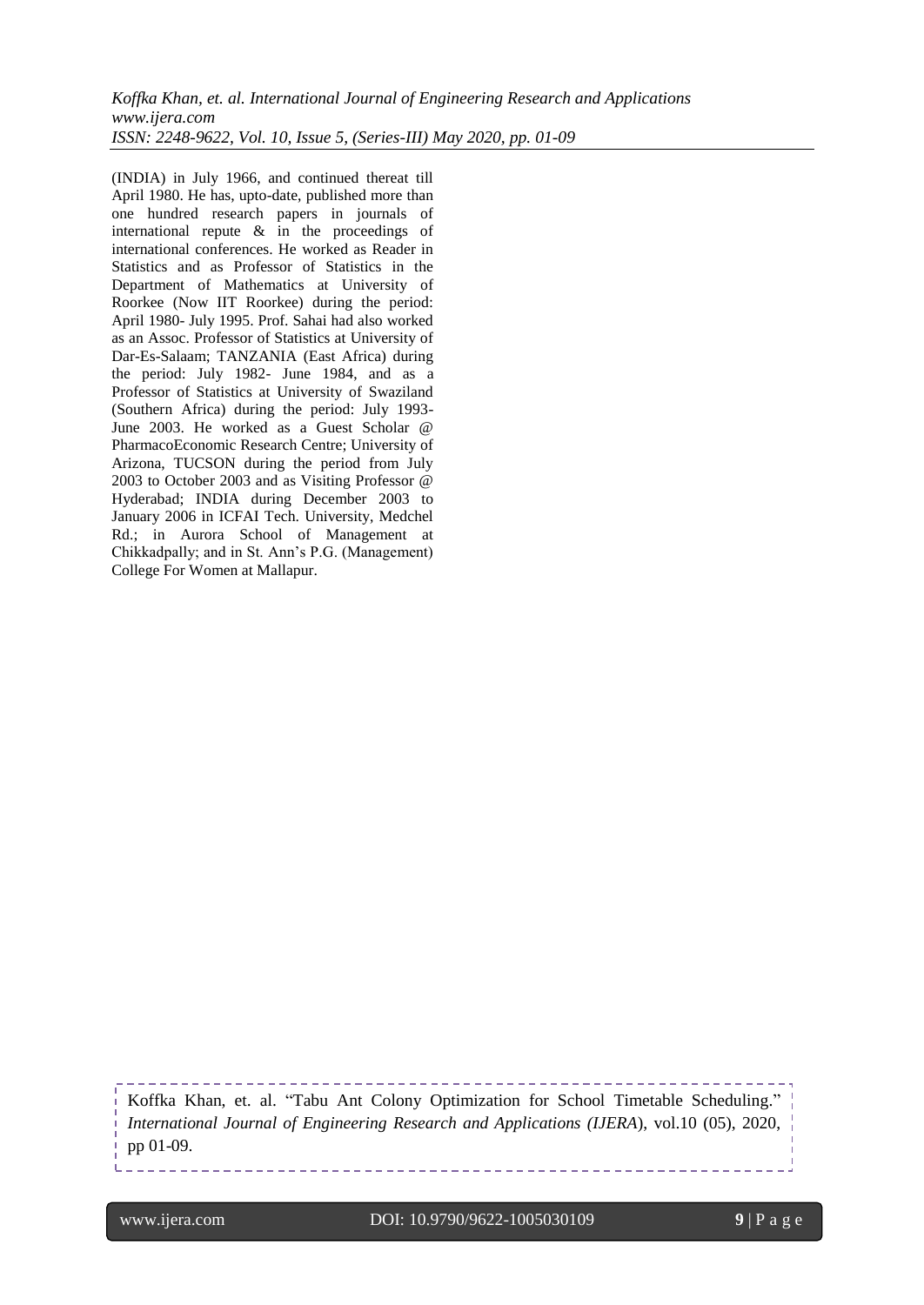(INDIA) in July 1966, and continued thereat till April 1980. He has, upto-date, published more than one hundred research papers in journals of international repute & in the proceedings of international conferences. He worked as Reader in Statistics and as Professor of Statistics in the Department of Mathematics at University of Roorkee (Now IIT Roorkee) during the period: April 1980- July 1995. Prof. Sahai had also worked as an Assoc. Professor of Statistics at University of Dar-Es-Salaam; TANZANIA (East Africa) during the period: July 1982- June 1984, and as a Professor of Statistics at University of Swaziland (Southern Africa) during the period: July 1993- June 2003. He worked as a Guest Scholar @ PharmacoEconomic Research Centre; University of Arizona, TUCSON during the period from July 2003 to October 2003 and as Visiting Professor @ Hyderabad; INDIA during December 2003 to January 2006 in ICFAI Tech. University, Medchel Rd.; in Aurora School of Management at Chikkadpally; and in St. Ann's P.G. (Management) College For Women at Mallapur.

Koffka Khan, et. al. "Tabu Ant Colony Optimization for School Timetable Scheduling." *International Journal of Engineering Research and Applications (IJERA*), vol.10 (05), 2020, pp 01-09.